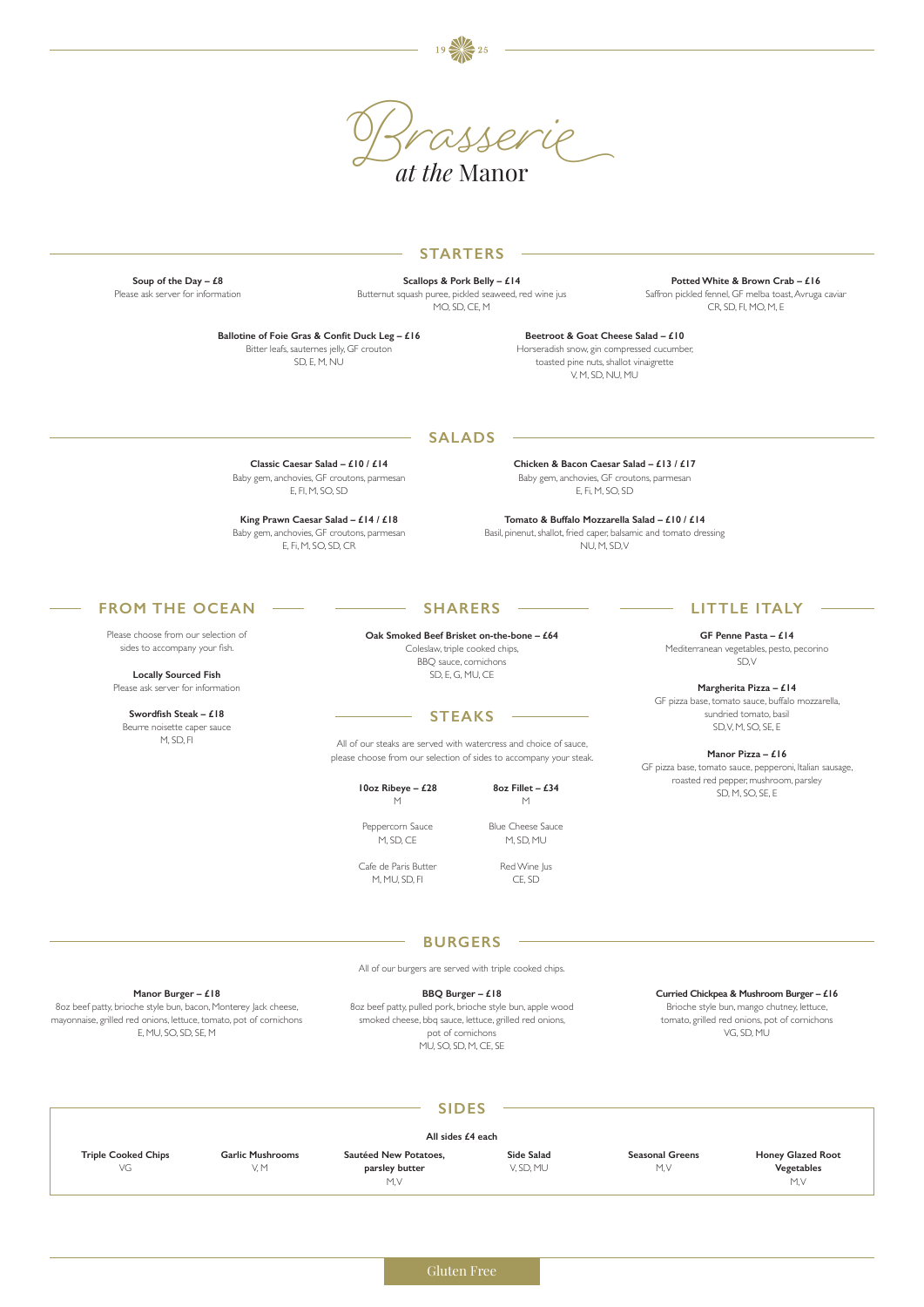1925

# Brasserie *at the* Manor

## STARTERS

**Soup of the Day – £8**
Please ask server for information

**Scallops & Pork Belly – £14**
Butternut squash puree, pickled seaweed, red wine jus
MO, SD, CE, M

**Potted White & Brown Crab – £16**
Saffron pickled fennel, GF melba toast, Avruga caviar
CR, SD, FI, MO, M, E

**Ballotine of Foie Gras & Confit Duck Leg – £16**
Bitter leafs, sauternes jelly, GF crouton
SD, E, M, NU

**Beetroot & Goat Cheese Salad – £10**
Horseradish snow, gin compressed cucumber, toasted pine nuts, shallot vinaigrette
V, M, SD, NU, MU

## SALADS

**Classic Caesar Salad – £10 / £14**
Baby gem, anchovies, GF croutons, parmesan
E, FI, M, SO, SD

**Chicken & Bacon Caesar Salad – £13 / £17**
Baby gem, anchovies, GF croutons, parmesan
E, Fi, M, SO, SD

**King Prawn Caesar Salad – £14 / £18**
Baby gem, anchovies, GF croutons, parmesan
E, Fi, M, SO, SD, CR

**Tomato & Buffalo Mozzarella Salad – £10 / £14**
Basil, pinenut, shallot, fried caper, balsamic and tomato dressing
NU, M, SD, V

## FROM THE OCEAN

Please choose from our selection of sides to accompany your fish.

**Locally Sourced Fish**
Please ask server for information

**Swordfish Steak – £18**
Beurre noisette caper sauce
M, SD, FI

## SHARERS

**Oak Smoked Beef Brisket on-the-bone – £64**
Coleslaw, triple cooked chips, BBQ sauce, cornichons
SD, E, G, MU, CE

## STEAKS

All of our steaks are served with watercress and choice of sauce, please choose from our selection of sides to accompany your steak.

**10oz Ribeye – £28**
M

**8oz Fillet – £34**
M

Peppercorn Sauce
M, SD, CE

Blue Cheese Sauce
M, SD, MU

Cafe de Paris Butter
M, MU, SD, FI

Red Wine Jus
CE, SD

## LITTLE ITALY

**GF Penne Pasta – £14**
Mediterranean vegetables, pesto, pecorino
SD, V

**Margherita Pizza – £14**
GF pizza base, tomato sauce, buffalo mozzarella, sundried tomato, basil
SD, V, M, SO, SE, E

**Manor Pizza – £16**
GF pizza base, tomato sauce, pepperoni, Italian sausage, roasted red pepper, mushroom, parsley
SD, M, SO, SE, E

## BURGERS

All of our burgers are served with triple cooked chips.

**Manor Burger – £18**
8oz beef patty, brioche style bun, bacon, Monterey Jack cheese, mayonnaise, grilled red onions, lettuce, tomato, pot of cornichons
E, MU, SO, SD, SE, M

**BBQ Burger – £18**
8oz beef patty, pulled pork, brioche style bun, apple wood smoked cheese, bbq sauce, lettuce, grilled red onions, pot of cornichons
MU, SO, SD, M, CE, SE

**Curried Chickpea & Mushroom Burger – £16**
Brioche style bun, mango chutney, lettuce, tomato, grilled red onions, pot of cornichons
VG, SD, MU

## SIDES

**All sides £4 each**

**Triple Cooked Chips**
VG

**Garlic Mushrooms**
V, M

**Sautéed New Potatoes, parsley butter**
M, V

**Side Salad**
V, SD, MU

**Seasonal Greens**
M, V

**Honey Glazed Root Vegetables**
M, V

Gluten Free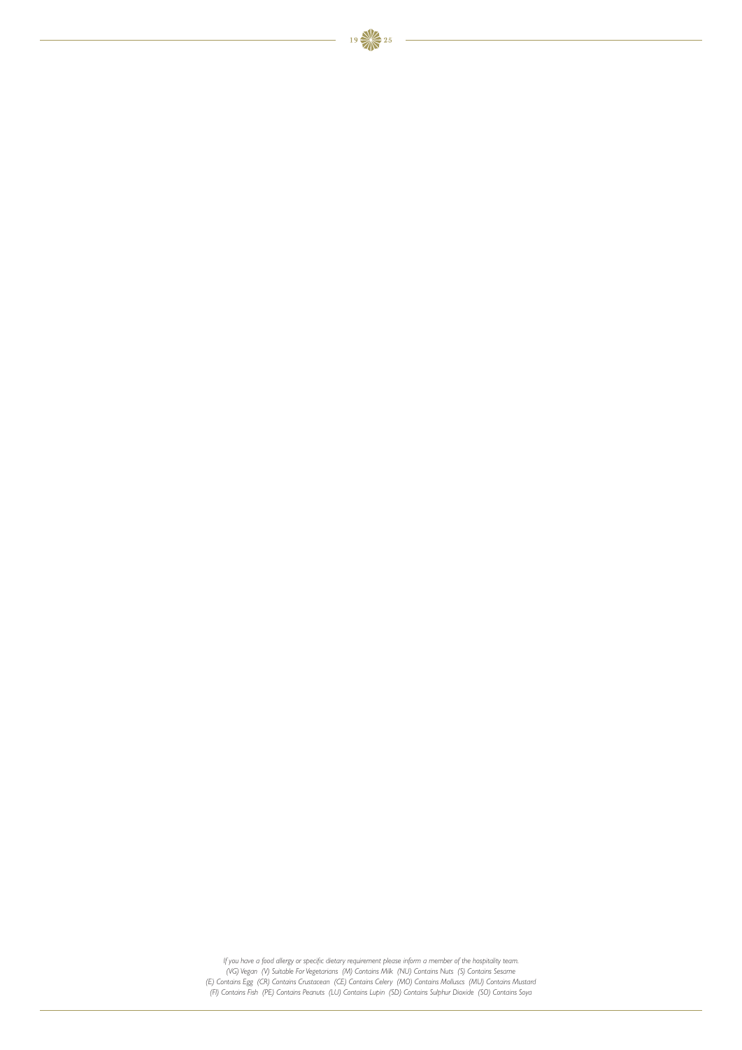*If you have a food allergy or specific dietary requirement please inform a member of the hospitality team.*
*(VG) Vegan (V) Suitable For Vegetarians (M) Contains Milk (NU) Contains Nuts (S) Contains Sesame*
*(E) Contains Egg (CR) Contains Crustacean (CE) Contains Celery (MO) Contains Molluscs (MU) Contains Mustard*
*(FI) Contains Fish (PE) Contains Peanuts (LU) Contains Lupin (SD) Contains Sulphur Dioxide (SO) Contains Soya*